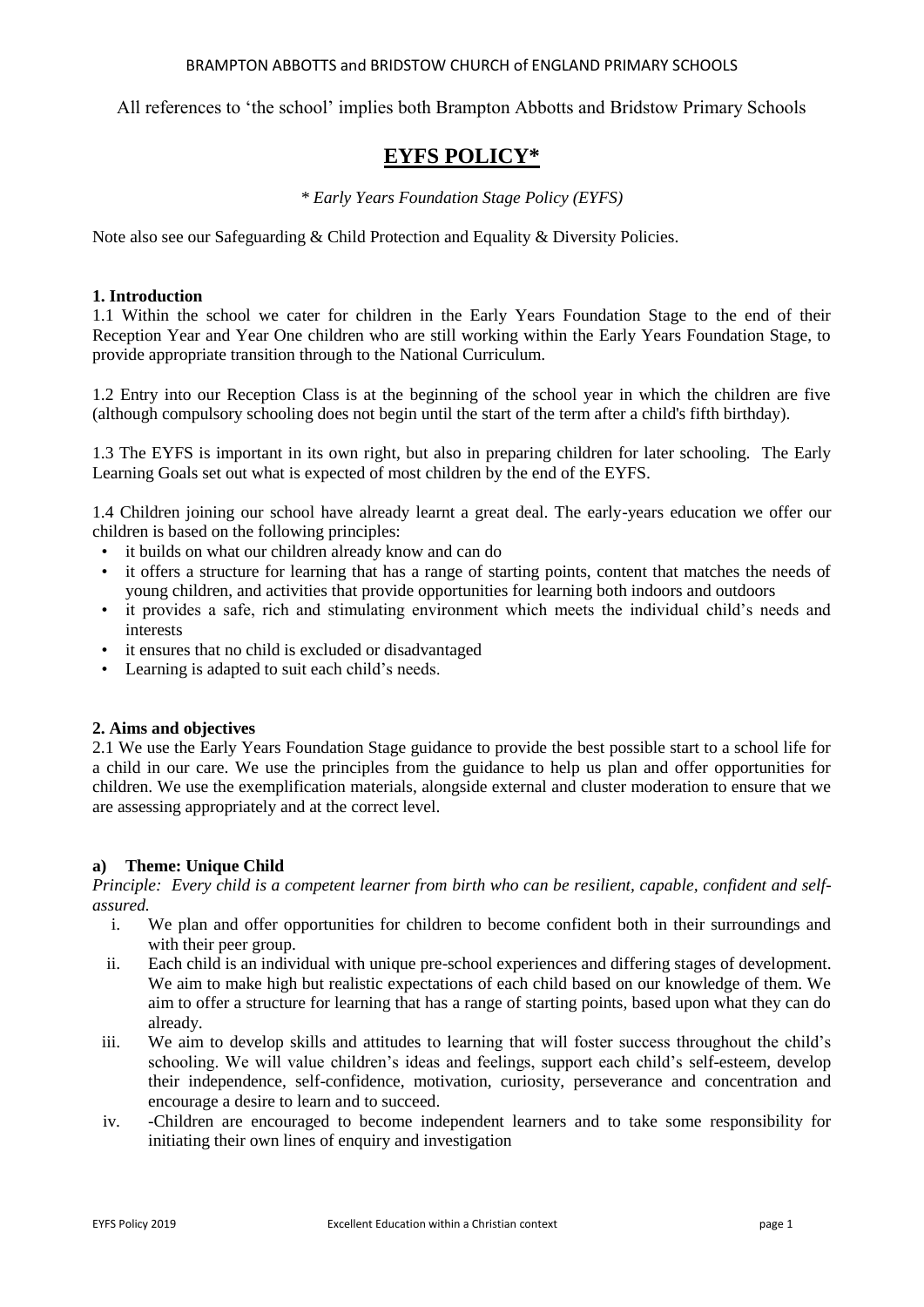BRAMPTON ABBOTTS and BRIDSTOW CHURCH of ENGLAND PRIMARY SCHOOLS

All references to 'the school' implies both Brampton Abbotts and Bridstow Primary Schools

# EYFS POLICY*

*\* Early Years Foundation Stage Policy (EYFS)*

Note also see our Safeguarding & Child Protection and Equality & Diversity Policies.

### 1. Introduction

1.1 Within the school we cater for children in the Early Years Foundation Stage to the end of their Reception Year and Year One children who are still working within the Early Years Foundation Stage, to provide appropriate transition through to the National Curriculum.

1.2 Entry into our Reception Class is at the beginning of the school year in which the children are five (although compulsory schooling does not begin until the start of the term after a child's fifth birthday).

1.3 The EYFS is important in its own right, but also in preparing children for later schooling. The Early Learning Goals set out what is expected of most children by the end of the EYFS.

1.4 Children joining our school have already learnt a great deal. The early-years education we offer our children is based on the following principles:

- it builds on what our children already know and can do
- it offers a structure for learning that has a range of starting points, content that matches the needs of young children, and activities that provide opportunities for learning both indoors and outdoors
- it provides a safe, rich and stimulating environment which meets the individual child's needs and interests
- it ensures that no child is excluded or disadvantaged
- Learning is adapted to suit each child's needs.

### 2. Aims and objectives

2.1 We use the Early Years Foundation Stage guidance to provide the best possible start to a school life for a child in our care. We use the principles from the guidance to help us plan and offer opportunities for children. We use the exemplification materials, alongside external and cluster moderation to ensure that we are assessing appropriately and at the correct level.

#### a) Theme: Unique Child

*Principle: Every child is a competent learner from birth who can be resilient, capable, confident and self-assured.*

i. We plan and offer opportunities for children to become confident both in their surroundings and with their peer group.

ii. Each child is an individual with unique pre-school experiences and differing stages of development. We aim to make high but realistic expectations of each child based on our knowledge of them. We aim to offer a structure for learning that has a range of starting points, based upon what they can do already.

iii. We aim to develop skills and attitudes to learning that will foster success throughout the child's schooling. We will value children's ideas and feelings, support each child's self-esteem, develop their independence, self-confidence, motivation, curiosity, perseverance and concentration and encourage a desire to learn and to succeed.

iv. -Children are encouraged to become independent learners and to take some responsibility for initiating their own lines of enquiry and investigation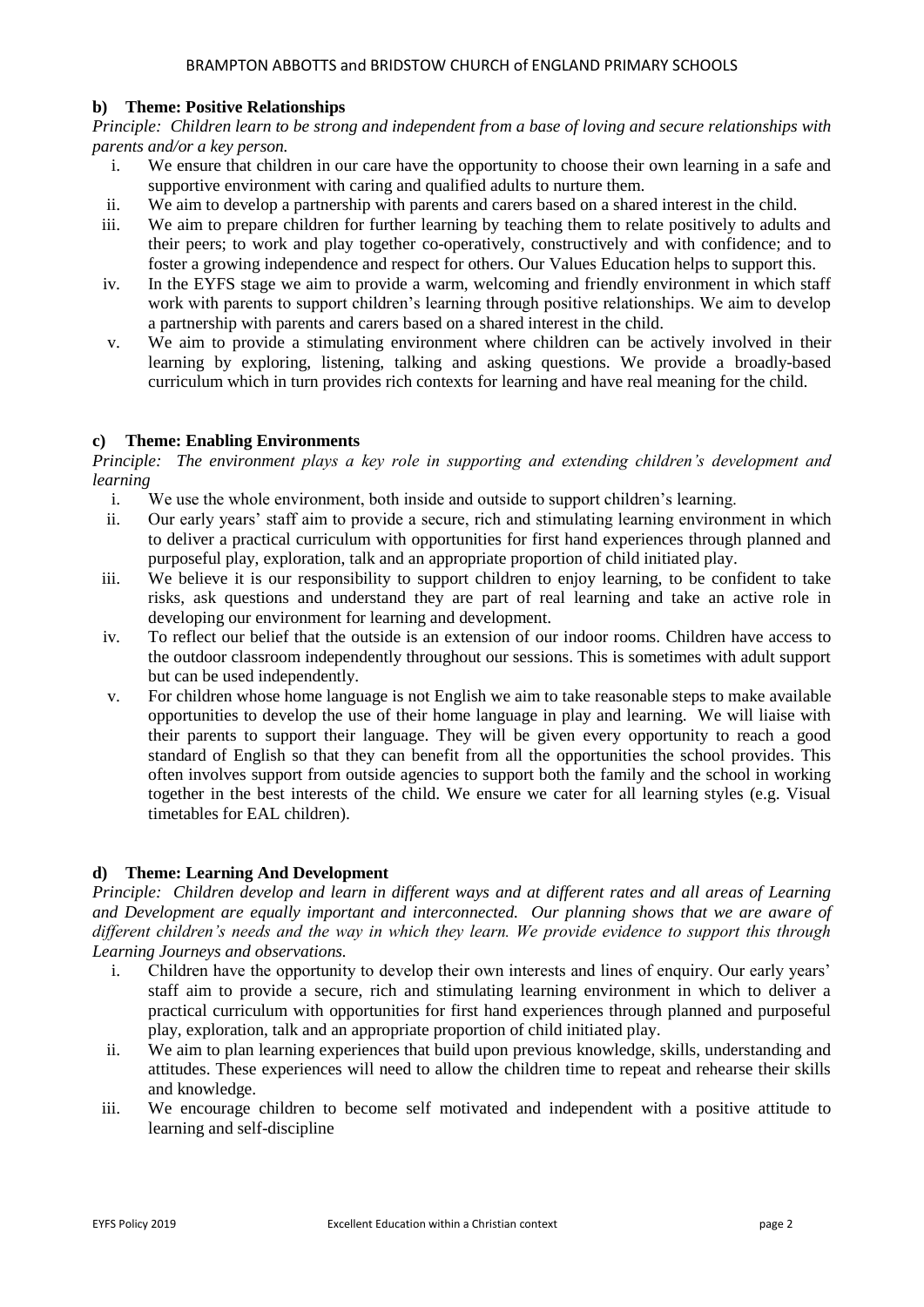### b) Theme: Positive Relationships

*Principle: Children learn to be strong and independent from a base of loving and secure relationships with parents and/or a key person.*

i. We ensure that children in our care have the opportunity to choose their own learning in a safe and supportive environment with caring and qualified adults to nurture them.
ii. We aim to develop a partnership with parents and carers based on a shared interest in the child.
iii. We aim to prepare children for further learning by teaching them to relate positively to adults and their peers; to work and play together co-operatively, constructively and with confidence; and to foster a growing independence and respect for others. Our Values Education helps to support this.
iv. In the EYFS stage we aim to provide a warm, welcoming and friendly environment in which staff work with parents to support children's learning through positive relationships. We aim to develop a partnership with parents and carers based on a shared interest in the child.
v. We aim to provide a stimulating environment where children can be actively involved in their learning by exploring, listening, talking and asking questions. We provide a broadly-based curriculum which in turn provides rich contexts for learning and have real meaning for the child.

### c) Theme: Enabling Environments

*Principle: The environment plays a key role in supporting and extending children's development and learning*

i. We use the whole environment, both inside and outside to support children's learning.
ii. Our early years' staff aim to provide a secure, rich and stimulating learning environment in which to deliver a practical curriculum with opportunities for first hand experiences through planned and purposeful play, exploration, talk and an appropriate proportion of child initiated play.
iii. We believe it is our responsibility to support children to enjoy learning, to be confident to take risks, ask questions and understand they are part of real learning and take an active role in developing our environment for learning and development.
iv. To reflect our belief that the outside is an extension of our indoor rooms. Children have access to the outdoor classroom independently throughout our sessions. This is sometimes with adult support but can be used independently.
v. For children whose home language is not English we aim to take reasonable steps to make available opportunities to develop the use of their home language in play and learning. We will liaise with their parents to support their language. They will be given every opportunity to reach a good standard of English so that they can benefit from all the opportunities the school provides. This often involves support from outside agencies to support both the family and the school in working together in the best interests of the child. We ensure we cater for all learning styles (e.g. Visual timetables for EAL children).

### d) Theme: Learning And Development

*Principle: Children develop and learn in different ways and at different rates and all areas of Learning and Development are equally important and interconnected. Our planning shows that we are aware of different children's needs and the way in which they learn. We provide evidence to support this through Learning Journeys and observations.*

i. Children have the opportunity to develop their own interests and lines of enquiry. Our early years' staff aim to provide a secure, rich and stimulating learning environment in which to deliver a practical curriculum with opportunities for first hand experiences through planned and purposeful play, exploration, talk and an appropriate proportion of child initiated play.
ii. We aim to plan learning experiences that build upon previous knowledge, skills, understanding and attitudes. These experiences will need to allow the children time to repeat and rehearse their skills and knowledge.
iii. We encourage children to become self motivated and independent with a positive attitude to learning and self-discipline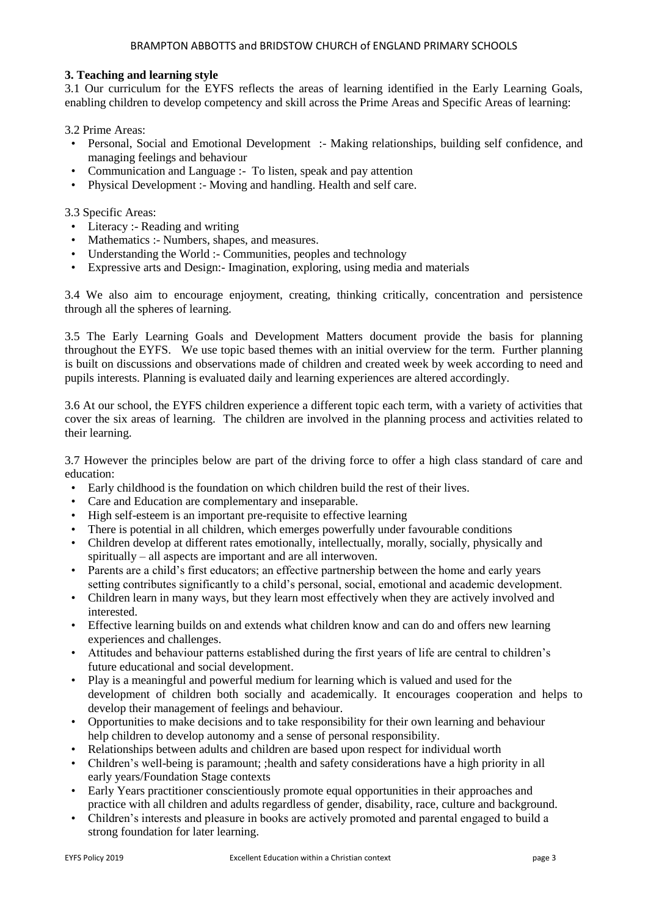## 3. Teaching and learning style

3.1 Our curriculum for the EYFS reflects the areas of learning identified in the Early Learning Goals, enabling children to develop competency and skill across the Prime Areas and Specific Areas of learning:

3.2 Prime Areas:

- Personal, Social and Emotional Development :- Making relationships, building self confidence, and managing feelings and behaviour
- Communication and Language :- To listen, speak and pay attention
- Physical Development :- Moving and handling. Health and self care.

3.3 Specific Areas:

- Literacy :- Reading and writing
- Mathematics :- Numbers, shapes, and measures.
- Understanding the World :- Communities, peoples and technology
- Expressive arts and Design:- Imagination, exploring, using media and materials

3.4 We also aim to encourage enjoyment, creating, thinking critically, concentration and persistence through all the spheres of learning.

3.5 The Early Learning Goals and Development Matters document provide the basis for planning throughout the EYFS. We use topic based themes with an initial overview for the term. Further planning is built on discussions and observations made of children and created week by week according to need and pupils interests. Planning is evaluated daily and learning experiences are altered accordingly.

3.6 At our school, the EYFS children experience a different topic each term, with a variety of activities that cover the six areas of learning. The children are involved in the planning process and activities related to their learning.

3.7 However the principles below are part of the driving force to offer a high class standard of care and education:

- Early childhood is the foundation on which children build the rest of their lives.
- Care and Education are complementary and inseparable.
- High self-esteem is an important pre-requisite to effective learning
- There is potential in all children, which emerges powerfully under favourable conditions
- Children develop at different rates emotionally, intellectually, morally, socially, physically and spiritually – all aspects are important and are all interwoven.
- Parents are a child's first educators; an effective partnership between the home and early years setting contributes significantly to a child's personal, social, emotional and academic development.
- Children learn in many ways, but they learn most effectively when they are actively involved and interested.
- Effective learning builds on and extends what children know and can do and offers new learning experiences and challenges.
- Attitudes and behaviour patterns established during the first years of life are central to children's future educational and social development.
- Play is a meaningful and powerful medium for learning which is valued and used for the development of children both socially and academically. It encourages cooperation and helps to develop their management of feelings and behaviour.
- Opportunities to make decisions and to take responsibility for their own learning and behaviour help children to develop autonomy and a sense of personal responsibility.
- Relationships between adults and children are based upon respect for individual worth
- Children's well-being is paramount; ;health and safety considerations have a high priority in all early years/Foundation Stage contexts
- Early Years practitioner conscientiously promote equal opportunities in their approaches and practice with all children and adults regardless of gender, disability, race, culture and background.
- Children's interests and pleasure in books are actively promoted and parental engaged to build a strong foundation for later learning.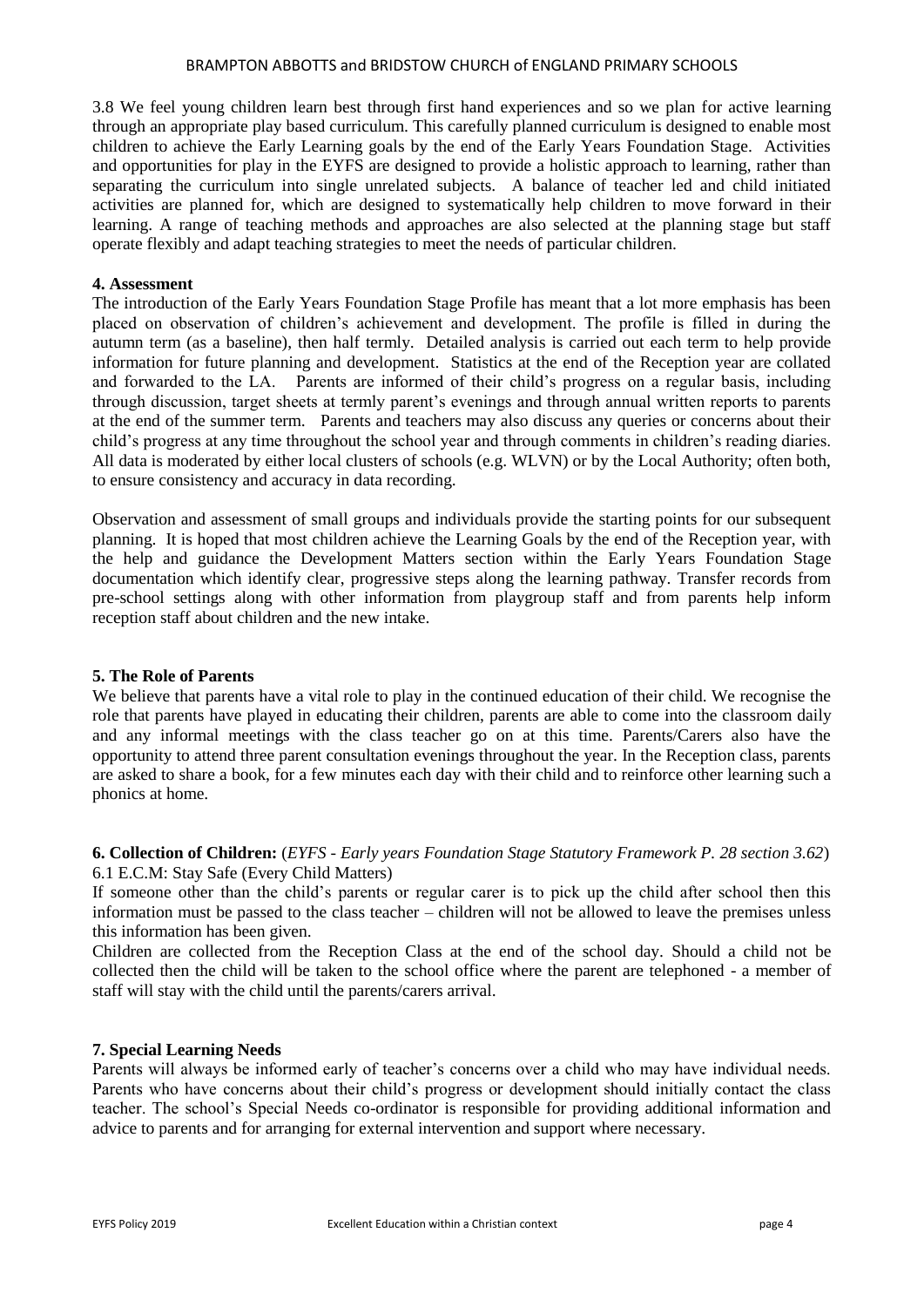3.8 We feel young children learn best through first hand experiences and so we plan for active learning through an appropriate play based curriculum. This carefully planned curriculum is designed to enable most children to achieve the Early Learning goals by the end of the Early Years Foundation Stage. Activities and opportunities for play in the EYFS are designed to provide a holistic approach to learning, rather than separating the curriculum into single unrelated subjects. A balance of teacher led and child initiated activities are planned for, which are designed to systematically help children to move forward in their learning. A range of teaching methods and approaches are also selected at the planning stage but staff operate flexibly and adapt teaching strategies to meet the needs of particular children.

**4. Assessment**

The introduction of the Early Years Foundation Stage Profile has meant that a lot more emphasis has been placed on observation of children's achievement and development. The profile is filled in during the autumn term (as a baseline), then half termly. Detailed analysis is carried out each term to help provide information for future planning and development. Statistics at the end of the Reception year are collated and forwarded to the LA. Parents are informed of their child's progress on a regular basis, including through discussion, target sheets at termly parent's evenings and through annual written reports to parents at the end of the summer term. Parents and teachers may also discuss any queries or concerns about their child's progress at any time throughout the school year and through comments in children's reading diaries. All data is moderated by either local clusters of schools (e.g. WLVN) or by the Local Authority; often both, to ensure consistency and accuracy in data recording.

Observation and assessment of small groups and individuals provide the starting points for our subsequent planning. It is hoped that most children achieve the Learning Goals by the end of the Reception year, with the help and guidance the Development Matters section within the Early Years Foundation Stage documentation which identify clear, progressive steps along the learning pathway. Transfer records from pre-school settings along with other information from playgroup staff and from parents help inform reception staff about children and the new intake.

**5. The Role of Parents**

We believe that parents have a vital role to play in the continued education of their child. We recognise the role that parents have played in educating their children, parents are able to come into the classroom daily and any informal meetings with the class teacher go on at this time. Parents/Carers also have the opportunity to attend three parent consultation evenings throughout the year. In the Reception class, parents are asked to share a book, for a few minutes each day with their child and to reinforce other learning such a phonics at home.

**6. Collection of Children:** (*EYFS - Early years Foundation Stage Statutory Framework P. 28 section 3.62*)

6.1 E.C.M: Stay Safe (Every Child Matters)

If someone other than the child's parents or regular carer is to pick up the child after school then this information must be passed to the class teacher – children will not be allowed to leave the premises unless this information has been given.

Children are collected from the Reception Class at the end of the school day. Should a child not be collected then the child will be taken to the school office where the parent are telephoned - a member of staff will stay with the child until the parents/carers arrival.

**7. Special Learning Needs**

Parents will always be informed early of teacher's concerns over a child who may have individual needs. Parents who have concerns about their child's progress or development should initially contact the class teacher. The school's Special Needs co-ordinator is responsible for providing additional information and advice to parents and for arranging for external intervention and support where necessary.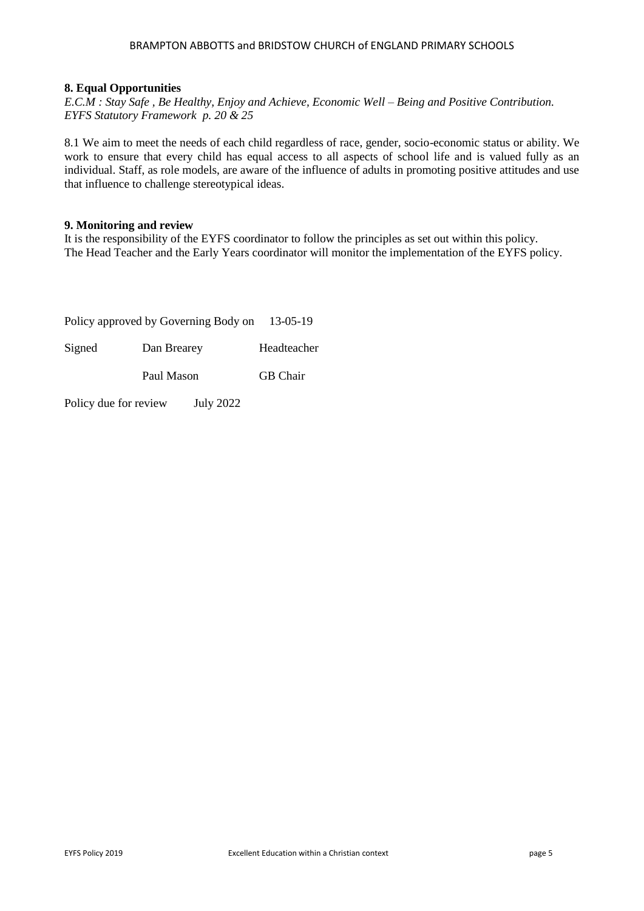## 8. Equal Opportunities

*E.C.M : Stay Safe , Be Healthy, Enjoy and Achieve, Economic Well – Being and Positive Contribution.*
*EYFS Statutory Framework p. 20 & 25*

8.1 We aim to meet the needs of each child regardless of race, gender, socio-economic status or ability. We work to ensure that every child has equal access to all aspects of school life and is valued fully as an individual. Staff, as role models, are aware of the influence of adults in promoting positive attitudes and use that influence to challenge stereotypical ideas.

## 9. Monitoring and review

It is the responsibility of the EYFS coordinator to follow the principles as set out within this policy.
The Head Teacher and the Early Years coordinator will monitor the implementation of the EYFS policy.

Policy approved by Governing Body on 13-05-19

| | | |
|---|---|---|
| Signed | Dan Brearey | Headteacher |
| | Paul Mason | GB Chair |

Policy due for review July 2022